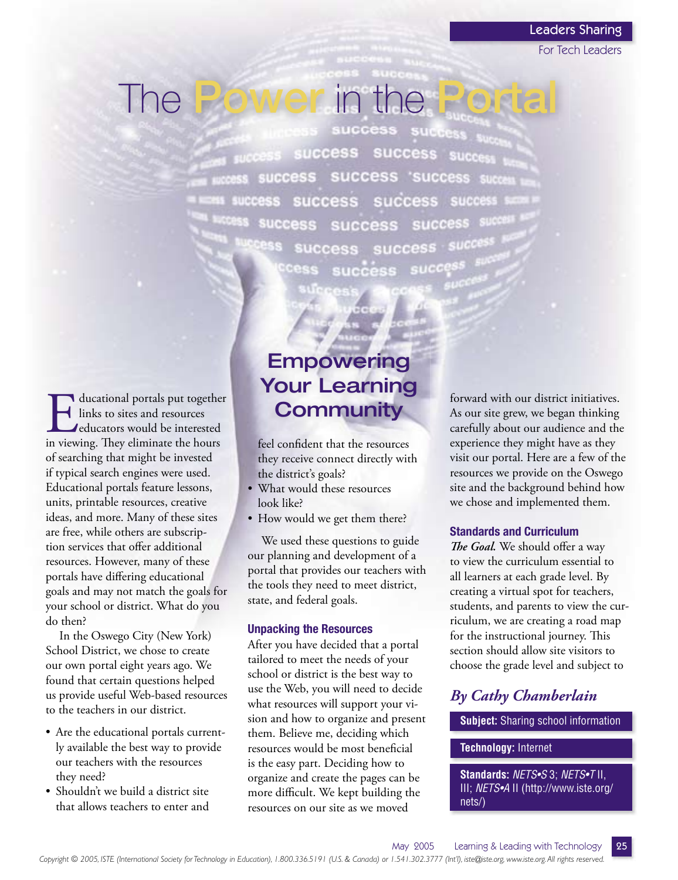Leaders Sharing

For Tech Leaders

# The Power in the Portal

## Empowering Your Learning Community

*By Cathy Chamberlain*

**Subject:** Sharing school information

**Technology:** Internet

**Standards:** *NETS•S* 3; *NETS•T* II, III; *NETS•A* II (http://www.iste.org/nets/)

Educational portals put together links to sites and resources educators would be interested in viewing. They eliminate the hours of searching that might be invested if typical search engines were used. Educational portals feature lessons, units, printable resources, creative ideas, and more. Many of these sites are free, while others are subscription services that offer additional resources. However, many of these portals have differing educational goals and may not match the goals for your school or district. What do you do then?

In the Oswego City (New York) School District, we chose to create our own portal eight years ago. We found that certain questions helped us provide useful Web-based resources to the teachers in our district.

- Are the educational portals currently available the best way to provide our teachers with the resources they need?
- Shouldn't we build a district site that allows teachers to enter and feel confident that the resources they receive connect directly with the district's goals?
- What would these resources look like?
- How would we get them there?

We used these questions to guide our planning and development of a portal that provides our teachers with the tools they need to meet district, state, and federal goals.

### Unpacking the Resources

After you have decided that a portal tailored to meet the needs of your school or district is the best way to use the Web, you will need to decide what resources will support your vision and how to organize and present them. Believe me, deciding which resources would be most beneficial is the easy part. Deciding how to organize and create the pages can be more difficult. We kept building the resources on our site as we moved forward with our district initiatives. As our site grew, we began thinking carefully about our audience and the experience they might have as they visit our portal. Here are a few of the resources we provide on the Oswego site and the background behind how we chose and implemented them.

### Standards and Curriculum

***The Goal.*** We should offer a way to view the curriculum essential to all learners at each grade level. By creating a virtual spot for teachers, students, and parents to view the curriculum, we are creating a road map for the instructional journey. This section should allow site visitors to choose the grade level and subject to

*Copyright © 2005, ISTE (International Society for Technology in Education), 1.800.336.5191 (U.S. & Canada) or 1.541.302.3777 (Int'l), iste@iste.org, www.iste.org. All rights reserved.*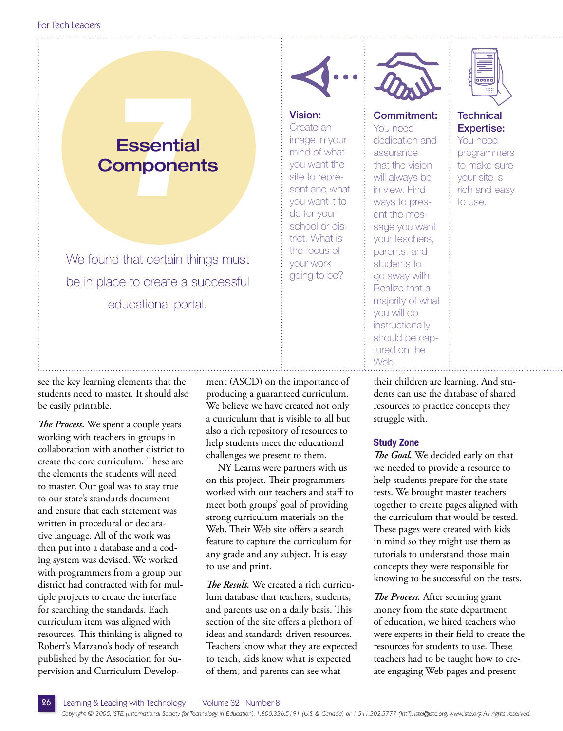# 7 Essential Components

We found that certain things must be in place to create a successful educational portal.

**Vision:** Create an image in your mind of what you want the site to represent and what you want it to do for your school or district. What is the focus of your work going to be?

**Commitment:** You need dedication and assurance that the vision will always be in view. Find ways to present the message you want your teachers, parents, and students to go away with. Realize that a majority of what you will do instructionally should be captured on the Web.

**Technical Expertise:** You need programmers to make sure your site is rich and easy to use.

see the key learning elements that the students need to master. It should also be easily printable.

***The Process.*** We spent a couple years working with teachers in groups in collaboration with another district to create the core curriculum. These are the elements the students will need to master. Our goal was to stay true to our state's standards document and ensure that each statement was written in procedural or declarative language. All of the work was then put into a database and a coding system was devised. We worked with programmers from a group our district had contracted with for multiple projects to create the interface for searching the standards. Each curriculum item was aligned with resources. This thinking is aligned to Robert's Marzano's body of research published by the Association for Supervision and Curriculum Development (ASCD) on the importance of producing a guaranteed curriculum. We believe we have created not only a curriculum that is visible to all but also a rich repository of resources to help students meet the educational challenges we present to them.

NY Learns were partners with us on this project. Their programmers worked with our teachers and staff to meet both groups' goal of providing strong curriculum materials on the Web. Their Web site offers a search feature to capture the curriculum for any grade and any subject. It is easy to use and print.

***The Result.*** We created a rich curriculum database that teachers, students, and parents use on a daily basis. This section of the site offers a plethora of ideas and standards-driven resources. Teachers know what they are expected to teach, kids know what is expected of them, and parents can see what their children are learning. And students can use the database of shared resources to practice concepts they struggle with.

### Study Zone

***The Goal.*** We decided early on that we needed to provide a resource to help students prepare for the state tests. We brought master teachers together to create pages aligned with the curriculum that would be tested. These pages were created with kids in mind so they might use them as tutorials to understand those main concepts they were responsible for knowing to be successful on the tests.

***The Process.*** After securing grant money from the state department of education, we hired teachers who were experts in their field to create the resources for students to use. These teachers had to be taught how to create engaging Web pages and present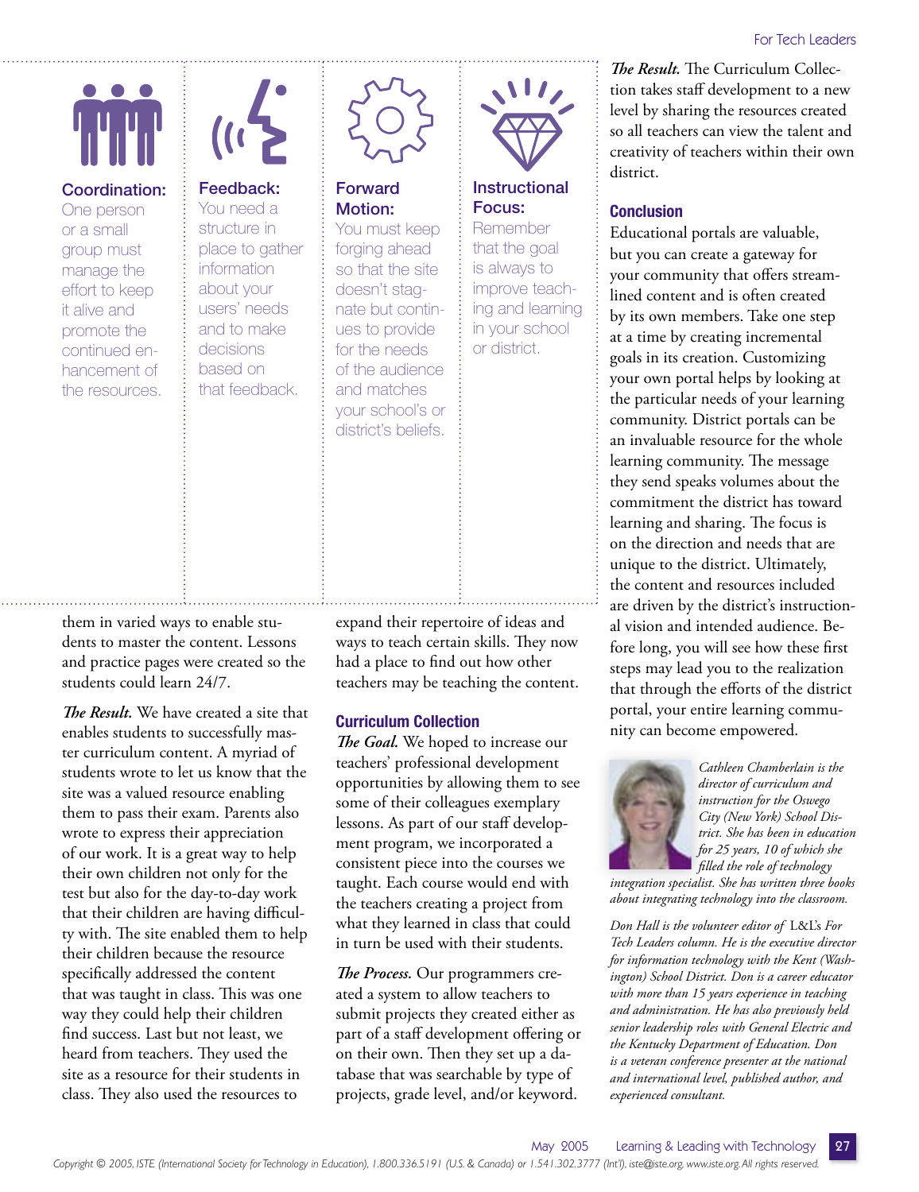**Coordination:** One person or a small group must manage the effort to keep it alive and promote the continued enhancement of the resources.

**Feedback:** You need a structure in place to gather information about your users' needs and to make decisions based on that feedback.

**Forward Motion:** You must keep forging ahead so that the site doesn't stagnate but continues to provide for the needs of the audience and matches your school's or district's beliefs.

**Instructional Focus:** Remember that the goal is always to improve teaching and learning in your school or district.

them in varied ways to enable students to master the content. Lessons and practice pages were created so the students could learn 24/7.

***The Result.*** We have created a site that enables students to successfully master curriculum content. A myriad of students wrote to let us know that the site was a valued resource enabling them to pass their exam. Parents also wrote to express their appreciation of our work. It is a great way to help their own children not only for the test but also for the day-to-day work that their children are having difficulty with. The site enabled them to help their children because the resource specifically addressed the content that was taught in class. This was one way they could help their children find success. Last but not least, we heard from teachers. They used the site as a resource for their students in class. They also used the resources to expand their repertoire of ideas and ways to teach certain skills. They now had a place to find out how other teachers may be teaching the content.

### Curriculum Collection

***The Goal.*** We hoped to increase our teachers' professional development opportunities by allowing them to see some of their colleagues exemplary lessons. As part of our staff development program, we incorporated a consistent piece into the courses we taught. Each course would end with the teachers creating a project from what they learned in class that could in turn be used with their students.

***The Process.*** Our programmers created a system to allow teachers to submit projects they created either as part of a staff development offering or on their own. Then they set up a database that was searchable by type of projects, grade level, and/or keyword.

***The Result.*** The Curriculum Collection takes staff development to a new level by sharing the resources created so all teachers can view the talent and creativity of teachers within their own district.

### Conclusion

Educational portals are valuable, but you can create a gateway for your community that offers streamlined content and is often created by its own members. Take one step at a time by creating incremental goals in its creation. Customizing your own portal helps by looking at the particular needs of your learning community. District portals can be an invaluable resource for the whole learning community. The message they send speaks volumes about the commitment the district has toward learning and sharing. The focus is on the direction and needs that are unique to the district. Ultimately, the content and resources included are driven by the district's instructional vision and intended audience. Before long, you will see how these first steps may lead you to the realization that through the efforts of the district portal, your entire learning community can become empowered.

*Cathleen Chamberlain is the director of curriculum and instruction for the Oswego City (New York) School District. She has been in education for 25 years, 10 of which she filled the role of technology integration specialist. She has written three books about integrating technology into the classroom.*

*Don Hall is the volunteer editor of* L&L*'s For Tech Leaders column. He is the executive director for information technology with the Kent (Washington) School District. Don is a career educator with more than 15 years experience in teaching and administration. He has also previously held senior leadership roles with General Electric and the Kentucky Department of Education. Don is a veteran conference presenter at the national and international level, published author, and experienced consultant.*